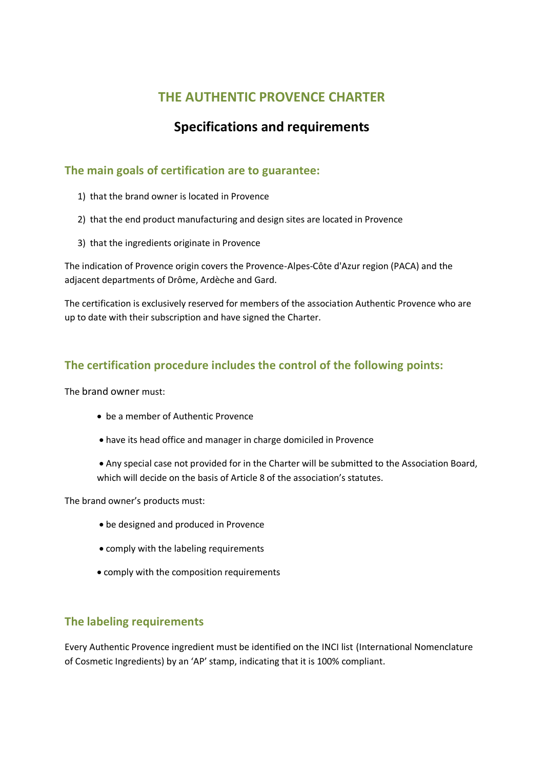# THE AUTHENTIC PROVENCE CHARTER

## Specifications and requirements

### The main goals of certification are to guarantee:

1) that the brand owner is located in Provence
2) that the end product manufacturing and design sites are located in Provence
3) that the ingredients originate in Provence

The indication of Provence origin covers the Provence-Alpes-Côte d'Azur region (PACA) and the adjacent departments of Drôme, Ardèche and Gard.

The certification is exclusively reserved for members of the association Authentic Provence who are up to date with their subscription and have signed the Charter.

### The certification procedure includes the control of the following points:

The brand owner must:

- be a member of Authentic Provence
- have its head office and manager in charge domiciled in Provence
- Any special case not provided for in the Charter will be submitted to the Association Board, which will decide on the basis of Article 8 of the association's statutes.

The brand owner's products must:

- be designed and produced in Provence
- comply with the labeling requirements
- comply with the composition requirements

### The labeling requirements

Every Authentic Provence ingredient must be identified on the INCI list (International Nomenclature of Cosmetic Ingredients) by an 'AP' stamp, indicating that it is 100% compliant.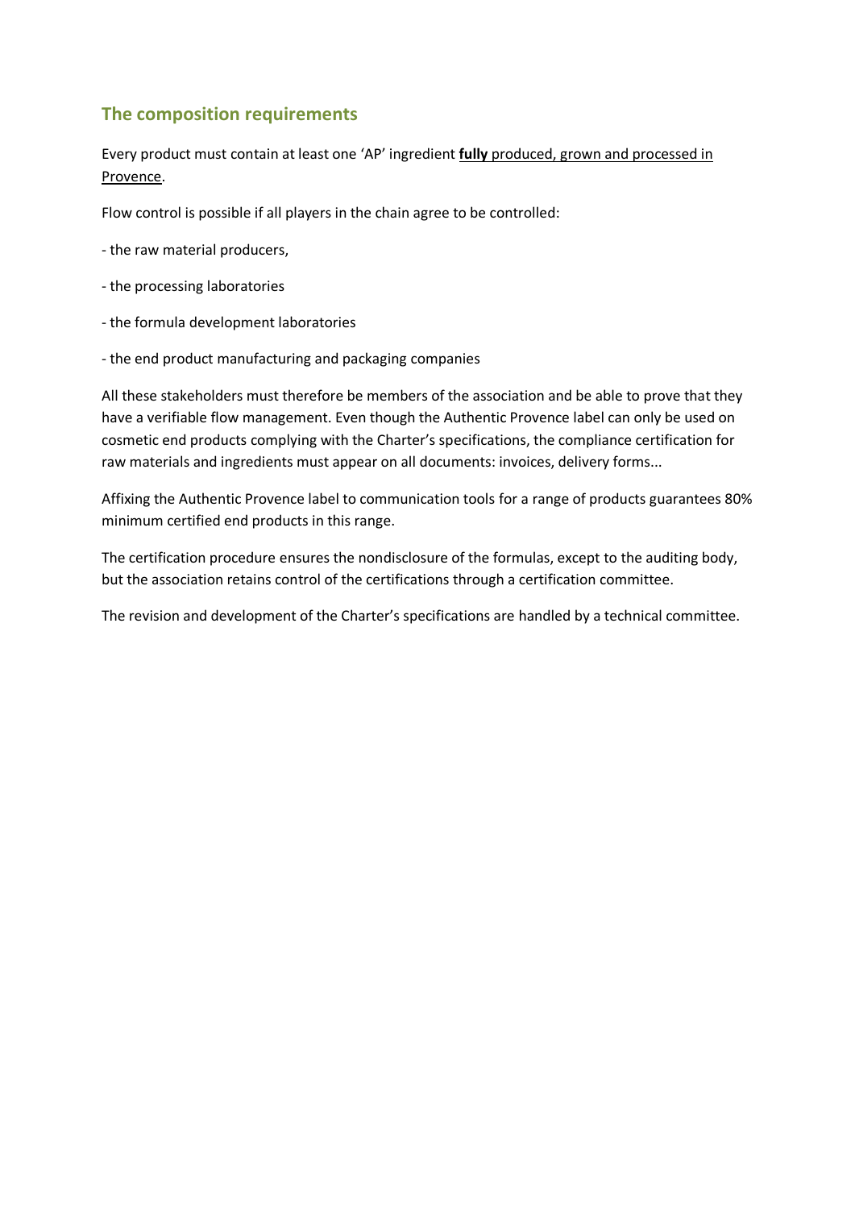## The composition requirements

Every product must contain at least one 'AP' ingredient **fully** produced, grown and processed in Provence.

Flow control is possible if all players in the chain agree to be controlled:

- the raw material producers,
- the processing laboratories
- the formula development laboratories
- the end product manufacturing and packaging companies

All these stakeholders must therefore be members of the association and be able to prove that they have a verifiable flow management. Even though the Authentic Provence label can only be used on cosmetic end products complying with the Charter's specifications, the compliance certification for raw materials and ingredients must appear on all documents: invoices, delivery forms...

Affixing the Authentic Provence label to communication tools for a range of products guarantees 80% minimum certified end products in this range.

The certification procedure ensures the nondisclosure of the formulas, except to the auditing body, but the association retains control of the certifications through a certification committee.

The revision and development of the Charter's specifications are handled by a technical committee.